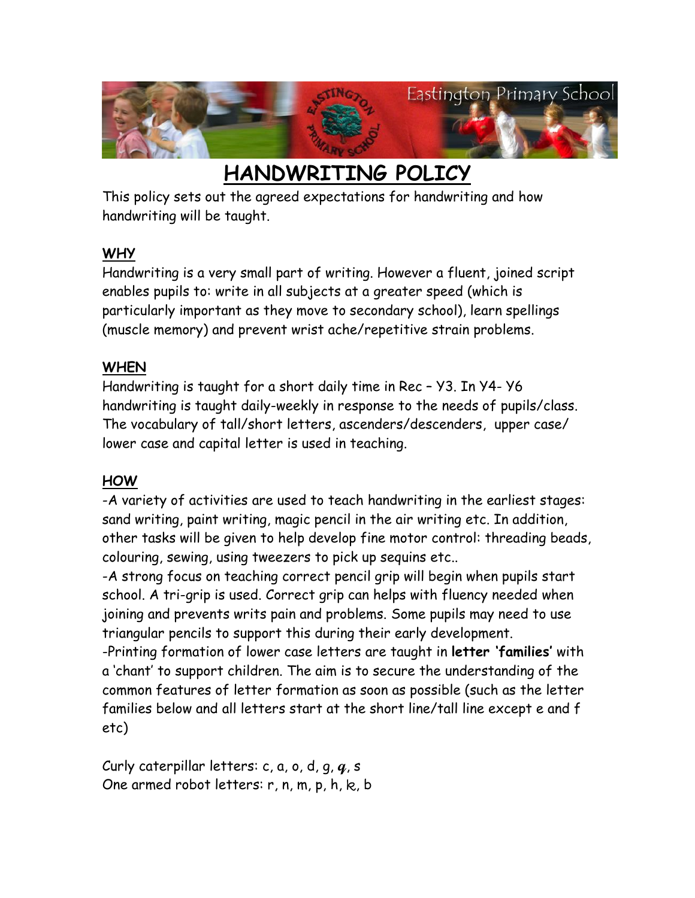# HANDWRITING POLICY

This policy sets out the agreed expectations for handwriting and how handwriting will be taught.

## WHY

Handwriting is a very small part of writing. However a fluent, joined script enables pupils to: write in all subjects at a greater speed (which is particularly important as they move to secondary school), learn spellings (muscle memory) and prevent wrist ache/repetitive strain problems.

## WHEN

Handwriting is taught for a short daily time in Rec – Y3. In Y4- Y6 handwriting is taught daily-weekly in response to the needs of pupils/class. The vocabulary of tall/short letters, ascenders/descenders, upper case/ lower case and capital letter is used in teaching.

## HOW

-A variety of activities are used to teach handwriting in the earliest stages: sand writing, paint writing, magic pencil in the air writing etc. In addition, other tasks will be given to help develop fine motor control: threading beads, colouring, sewing, using tweezers to pick up sequins etc..

-A strong focus on teaching correct pencil grip will begin when pupils start school. A tri-grip is used. Correct grip can helps with fluency needed when joining and prevents writs pain and problems. Some pupils may need to use triangular pencils to support this during their early development.

-Printing formation of lower case letters are taught in **letter 'families'** with a 'chant' to support children. The aim is to secure the understanding of the common features of letter formation as soon as possible (such as the letter families below and all letters start at the short line/tall line except e and f etc)

Curly caterpillar letters: c, a, o, d, g, q, s
One armed robot letters: r, n, m, p, h, k, b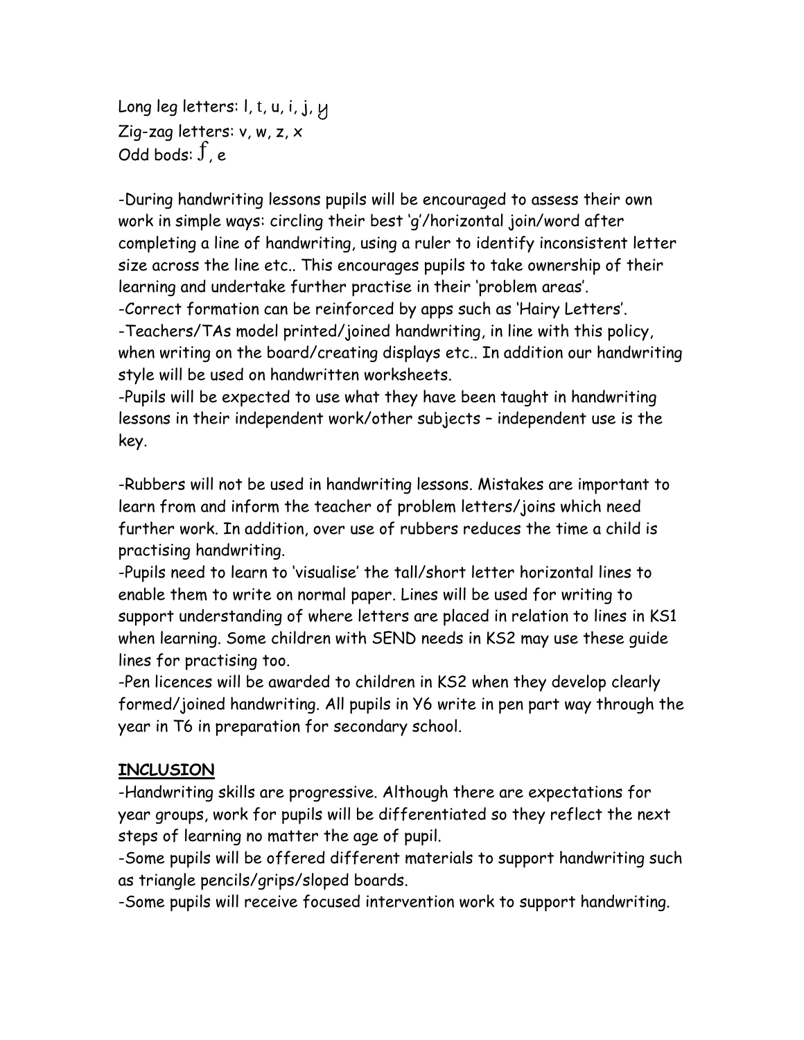Long leg letters: l, t, u, i, j, y
Zig-zag letters: v, w, z, x
Odd bods: f, e

-During handwriting lessons pupils will be encouraged to assess their own work in simple ways: circling their best 'g'/horizontal join/word after completing a line of handwriting, using a ruler to identify inconsistent letter size across the line etc.. This encourages pupils to take ownership of their learning and undertake further practise in their 'problem areas'.
-Correct formation can be reinforced by apps such as 'Hairy Letters'.
-Teachers/TAs model printed/joined handwriting, in line with this policy, when writing on the board/creating displays etc.. In addition our handwriting style will be used on handwritten worksheets.
-Pupils will be expected to use what they have been taught in handwriting lessons in their independent work/other subjects – independent use is the key.

-Rubbers will not be used in handwriting lessons. Mistakes are important to learn from and inform the teacher of problem letters/joins which need further work. In addition, over use of rubbers reduces the time a child is practising handwriting.
-Pupils need to learn to 'visualise' the tall/short letter horizontal lines to enable them to write on normal paper. Lines will be used for writing to support understanding of where letters are placed in relation to lines in KS1 when learning. Some children with SEND needs in KS2 may use these guide lines for practising too.
-Pen licences will be awarded to children in KS2 when they develop clearly formed/joined handwriting. All pupils in Y6 write in pen part way through the year in T6 in preparation for secondary school.

## INCLUSION

-Handwriting skills are progressive. Although there are expectations for year groups, work for pupils will be differentiated so they reflect the next steps of learning no matter the age of pupil.
-Some pupils will be offered different materials to support handwriting such as triangle pencils/grips/sloped boards.
-Some pupils will receive focused intervention work to support handwriting.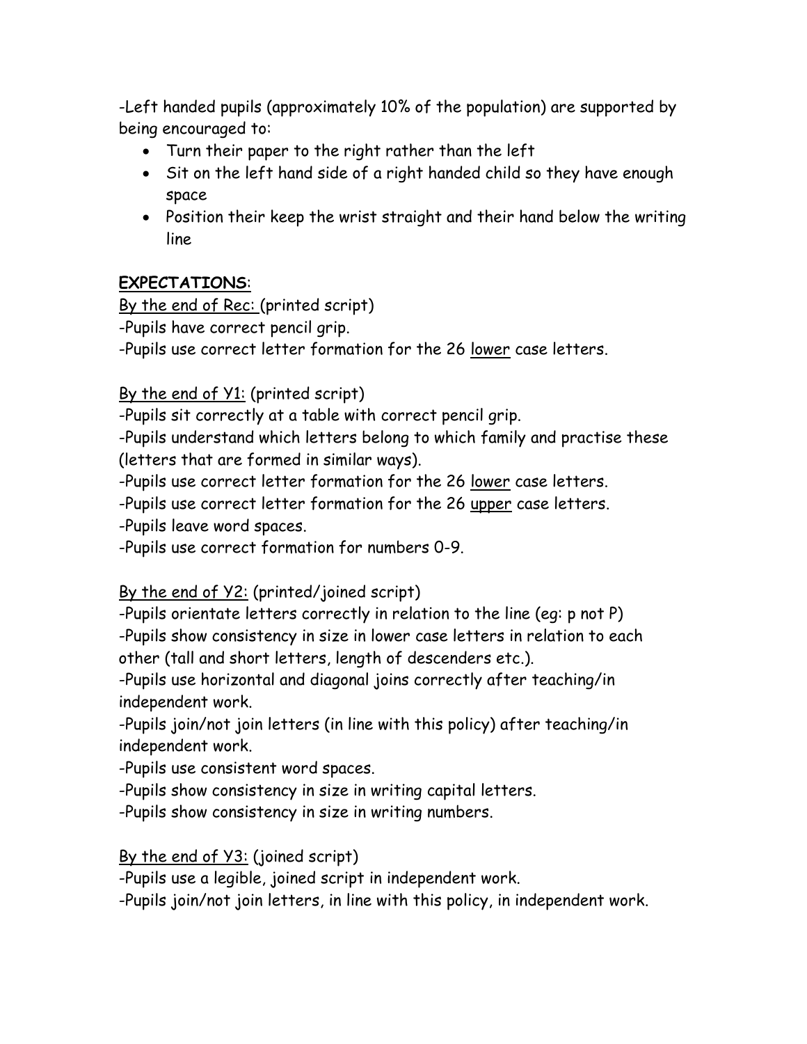-Left handed pupils (approximately 10% of the population) are supported by being encouraged to:

- Turn their paper to the right rather than the left
- Sit on the left hand side of a right handed child so they have enough space
- Position their keep the wrist straight and their hand below the writing line

**<u>EXPECTATIONS</u>**:

<u>By the end of Rec: </u>(printed script)

-Pupils have correct pencil grip.

-Pupils use correct letter formation for the 26 <u>lower</u> case letters.

<u>By the end of Y1:</u> (printed script)

-Pupils sit correctly at a table with correct pencil grip.

-Pupils understand which letters belong to which family and practise these (letters that are formed in similar ways).

-Pupils use correct letter formation for the 26 <u>lower</u> case letters.

-Pupils use correct letter formation for the 26 <u>upper</u> case letters.

-Pupils leave word spaces.

-Pupils use correct formation for numbers 0-9.

<u>By the end of Y2:</u> (printed/joined script)

-Pupils orientate letters correctly in relation to the line (eg: p not P)

-Pupils show consistency in size in lower case letters in relation to each other (tall and short letters, length of descenders etc.).

-Pupils use horizontal and diagonal joins correctly after teaching/in independent work.

-Pupils join/not join letters (in line with this policy) after teaching/in independent work.

-Pupils use consistent word spaces.

-Pupils show consistency in size in writing capital letters.

-Pupils show consistency in size in writing numbers.

<u>By the end of Y3:</u> (joined script)

-Pupils use a legible, joined script in independent work.

-Pupils join/not join letters, in line with this policy, in independent work.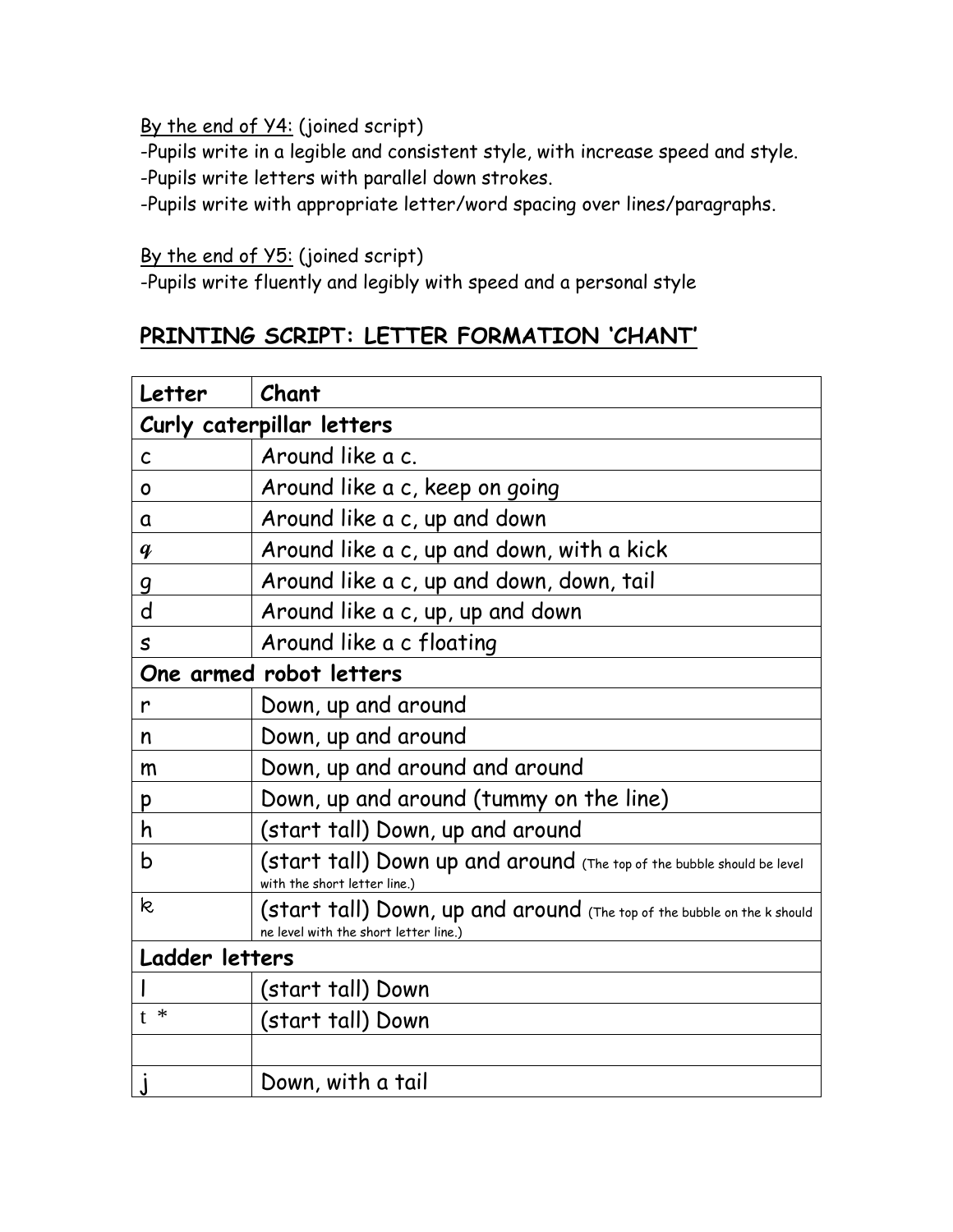By the end of Y4: (joined script)

-Pupils write in a legible and consistent style, with increase speed and style.

-Pupils write letters with parallel down strokes.

-Pupils write with appropriate letter/word spacing over lines/paragraphs.

By the end of Y5: (joined script)

-Pupils write fluently and legibly with speed and a personal style

## PRINTING SCRIPT: LETTER FORMATION 'CHANT'

| **Letter** | **Chant** |
|---|---|
| **Curly caterpillar letters** | |
| c | Around like a c. |
| o | Around like a c, keep on going |
| a | Around like a c, up and down |
| q | Around like a c, up and down, with a kick |
| g | Around like a c, up and down, down, tail |
| d | Around like a c, up, up and down |
| s | Around like a c floating |
| **One armed robot letters** | |
| r | Down, up and around |
| n | Down, up and around |
| m | Down, up and around and around |
| p | Down, up and around (tummy on the line) |
| h | (start tall) Down, up and around |
| b | (start tall) Down up and around (The top of the bubble should be level with the short letter line.) |
| k | (start tall) Down, up and around (The top of the bubble on the k should ne level with the short letter line.) |
| **Ladder letters** | |
| l | (start tall) Down |
| t * | (start tall) Down |
| | |
| j | Down, with a tail |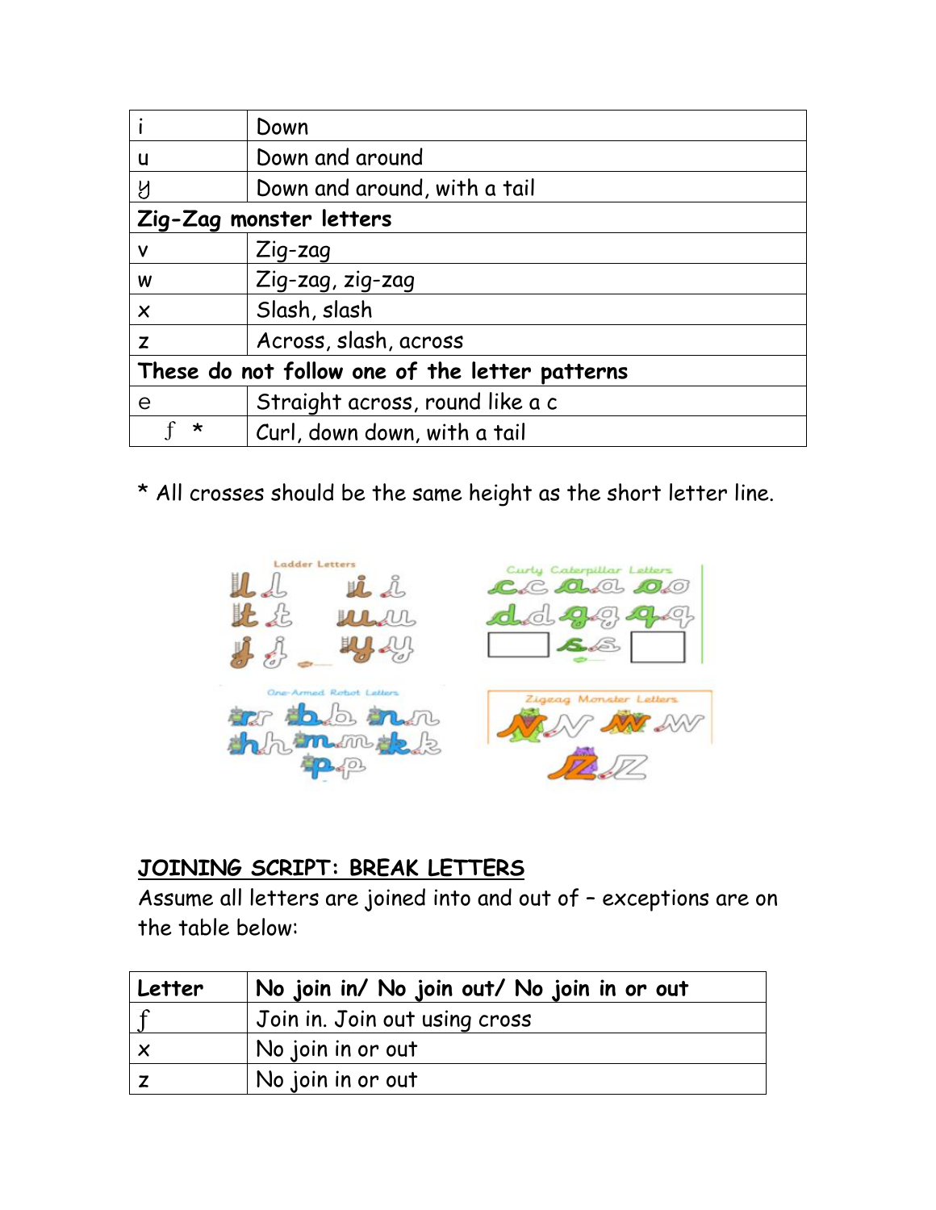| | |
|---|---|
| i | Down |
| u | Down and around |
| y | Down and around, with a tail |
| **Zig-Zag monster letters** | |
| v | Zig-zag |
| w | Zig-zag, zig-zag |
| x | Slash, slash |
| z | Across, slash, across |
| **These do not follow one of the letter patterns** | |
| e | Straight across, round like a c |
| f * | Curl, down down, with a tail |

\* All crosses should be the same height as the short letter line.

## JOINING SCRIPT: BREAK LETTERS

Assume all letters are joined into and out of – exceptions are on the table below:

| Letter | No join in/ No join out/ No join in or out |
|---|---|
| f | Join in. Join out using cross |
| x | No join in or out |
| z | No join in or out |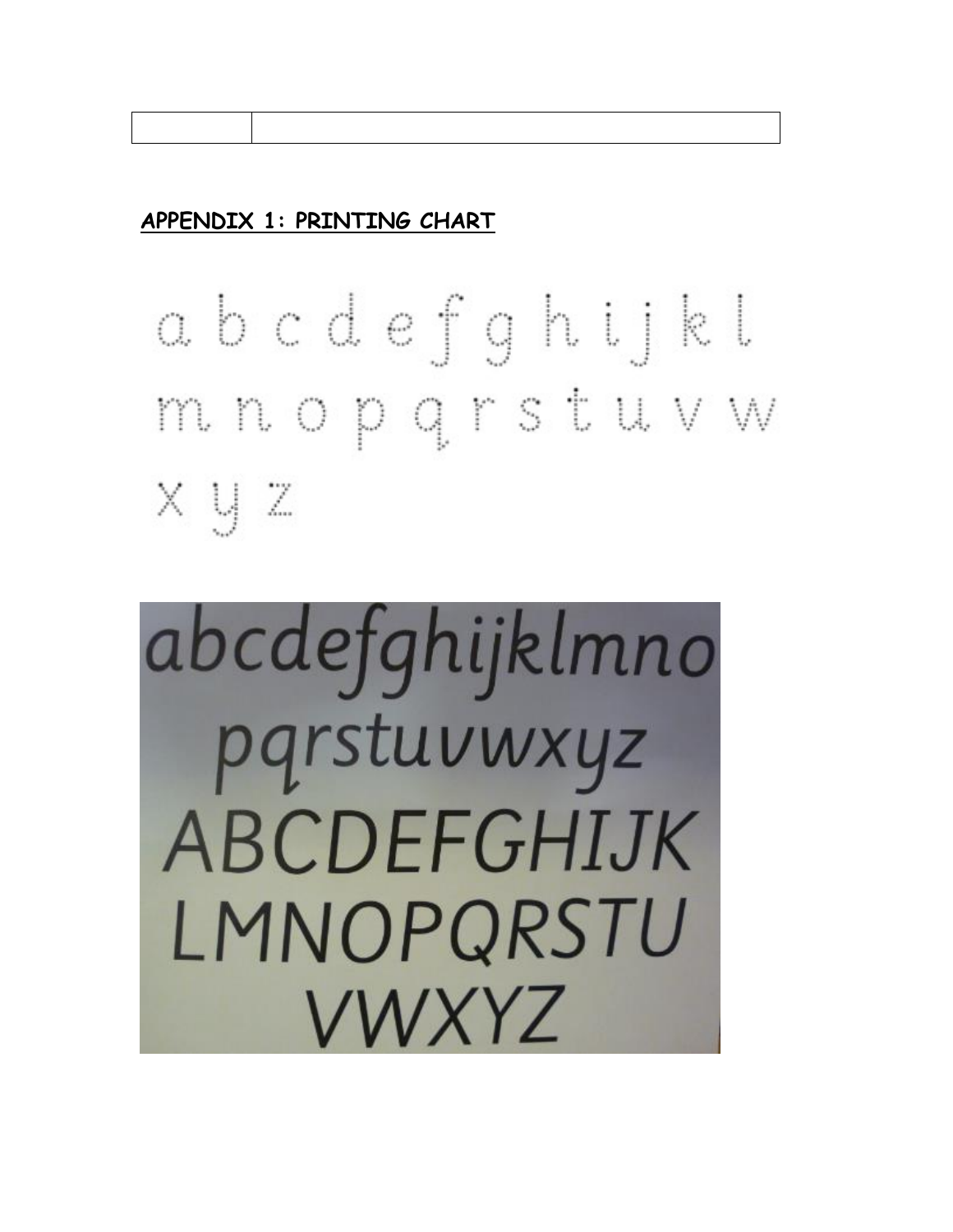| | |
|---|---|

**APPENDIX 1: PRINTING CHART**

a b c d e f g h i j k l
m n o p q r s t u v w
x y z

abcdefghijklmno
pqrstuvwxyz
ABCDEFGHIJK
LMNOPQRSTU
VWXYZ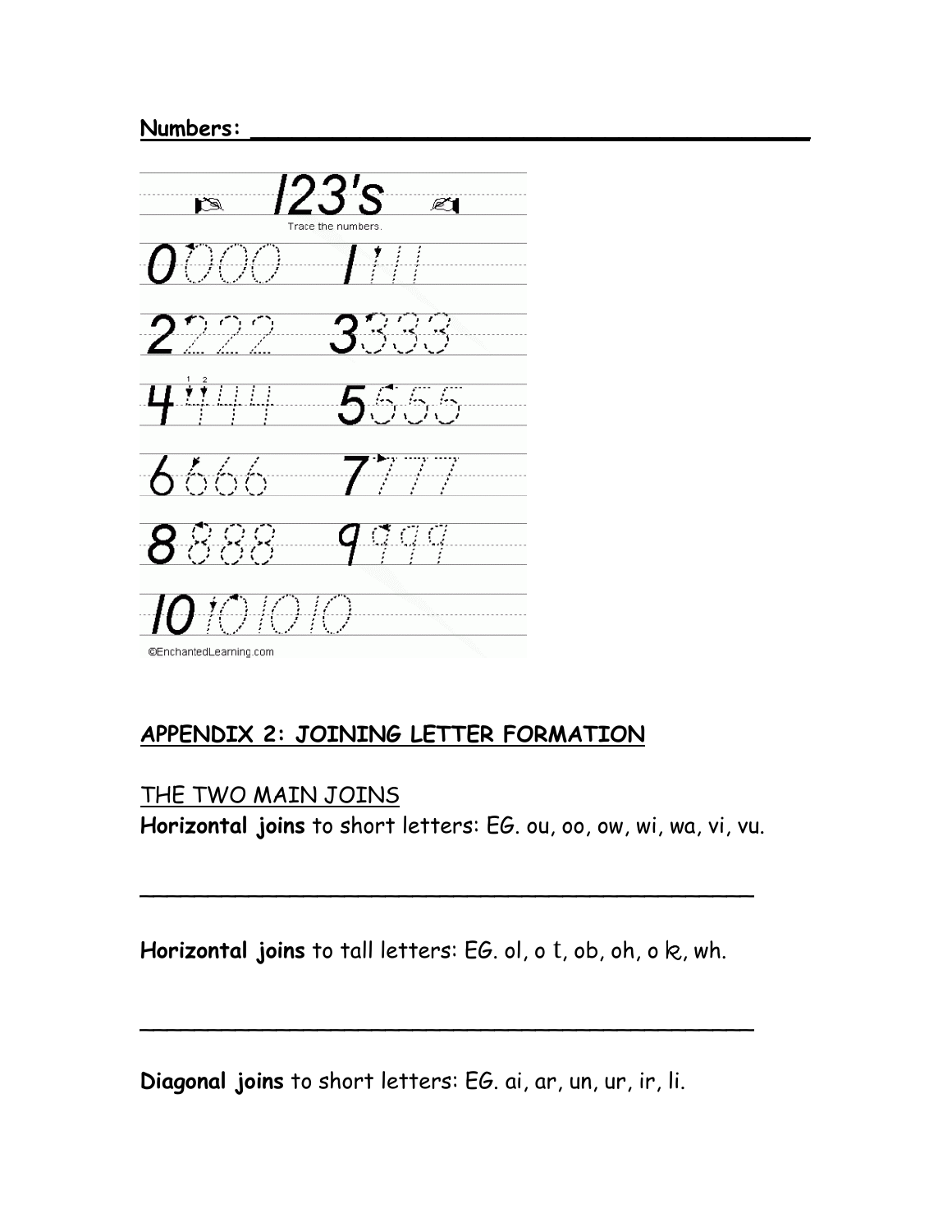**Numbers:** ________________________________________

123's

Trace the numbers.

0 1

2 3

4 5

6 7

8 9

10

©EnchantedLearning.com

## APPENDIX 2: JOINING LETTER FORMATION

THE TWO MAIN JOINS

**Horizontal joins** to short letters: EG. ou, oo, ow, wi, wa, vi, vu.

________________________________________

**Horizontal joins** to tall letters: EG. ol, o t, ob, oh, o k, wh.

________________________________________

**Diagonal joins** to short letters: EG. ai, ar, un, ur, ir, li.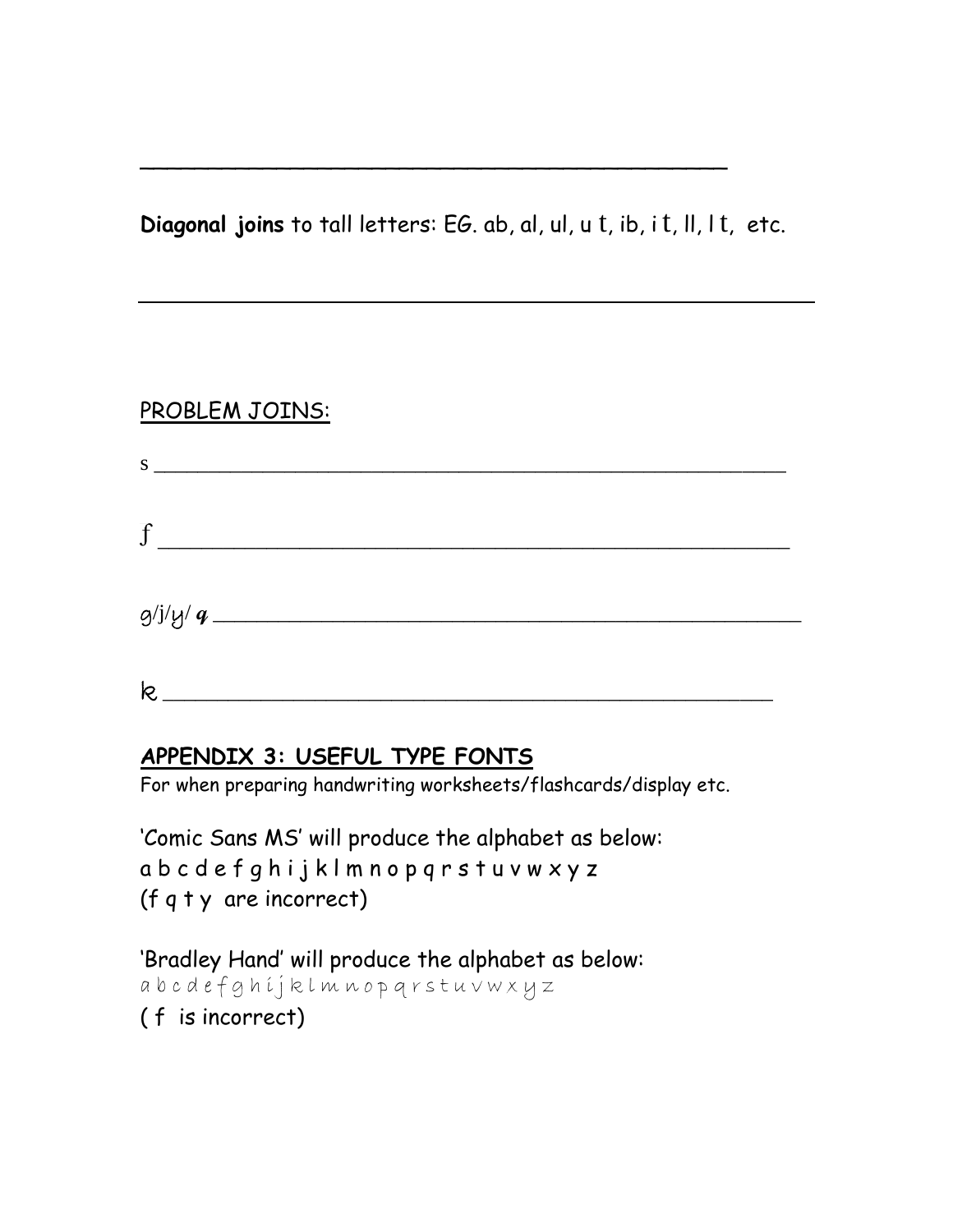---

**Diagonal joins** to tall letters: EG. ab, al, ul, u t, ib, i t, ll, l t, etc.

---

PROBLEM JOINS:

s ______________________________________________

f ______________________________________________

g/j/y/ q ______________________________________________

k ______________________________________________

## APPENDIX 3: USEFUL TYPE FONTS

For when preparing handwriting worksheets/flashcards/display etc.

'Comic Sans MS' will produce the alphabet as below:
a b c d e f g h i j k l m n o p q r s t u v w x y z
(f q t y are incorrect)

'Bradley Hand' will produce the alphabet as below:
a b c d e f g h i j k l m n o p q r s t u v w x y z
( f is incorrect)